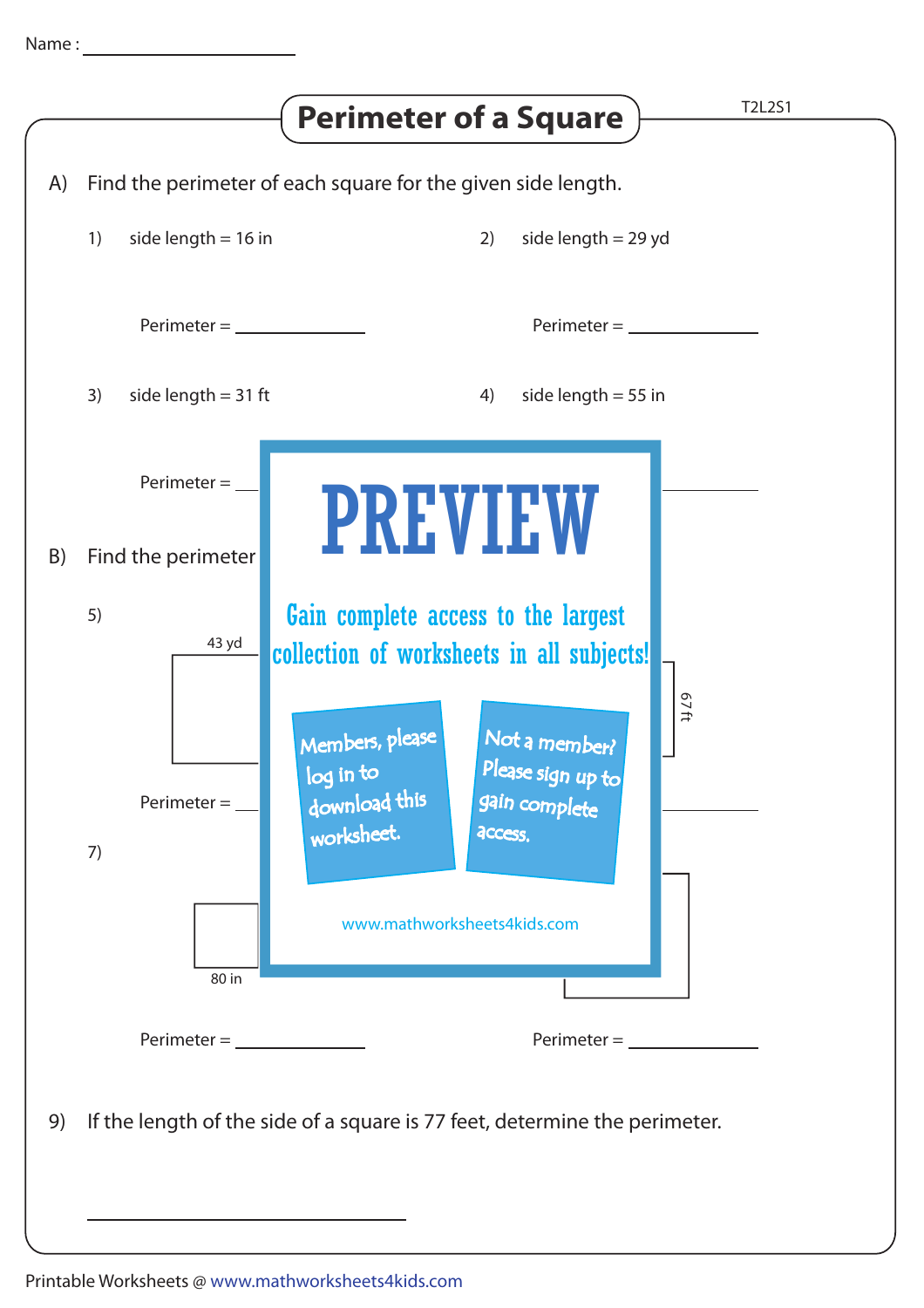Name : ____________________

# Perimeter of a Square

T2L2S1

A) Find the perimeter of each square for the given side length.

1) side length = 16 in

Perimeter = ____________

2) side length = 29 yd

Perimeter = ____________

3) side length = 31 ft

Perimeter = ____________

4) side length = 55 in

Perimeter = ____________

B) Find the perimeter

5)

43 yd

Perimeter = ____________

6)

67 ft

Perimeter = ____________

7)

80 in

Perimeter = ____________

8)

Perimeter = ____________

PREVIEW

Gain complete access to the largest collection of worksheets in all subjects!

Members, please log in to download this worksheet.

Not a member? Please sign up to gain complete access.

www.mathworksheets4kids.com

9) If the length of the side of a square is 77 feet, determine the perimeter.

____________________________

Printable Worksheets @ www.mathworksheets4kids.com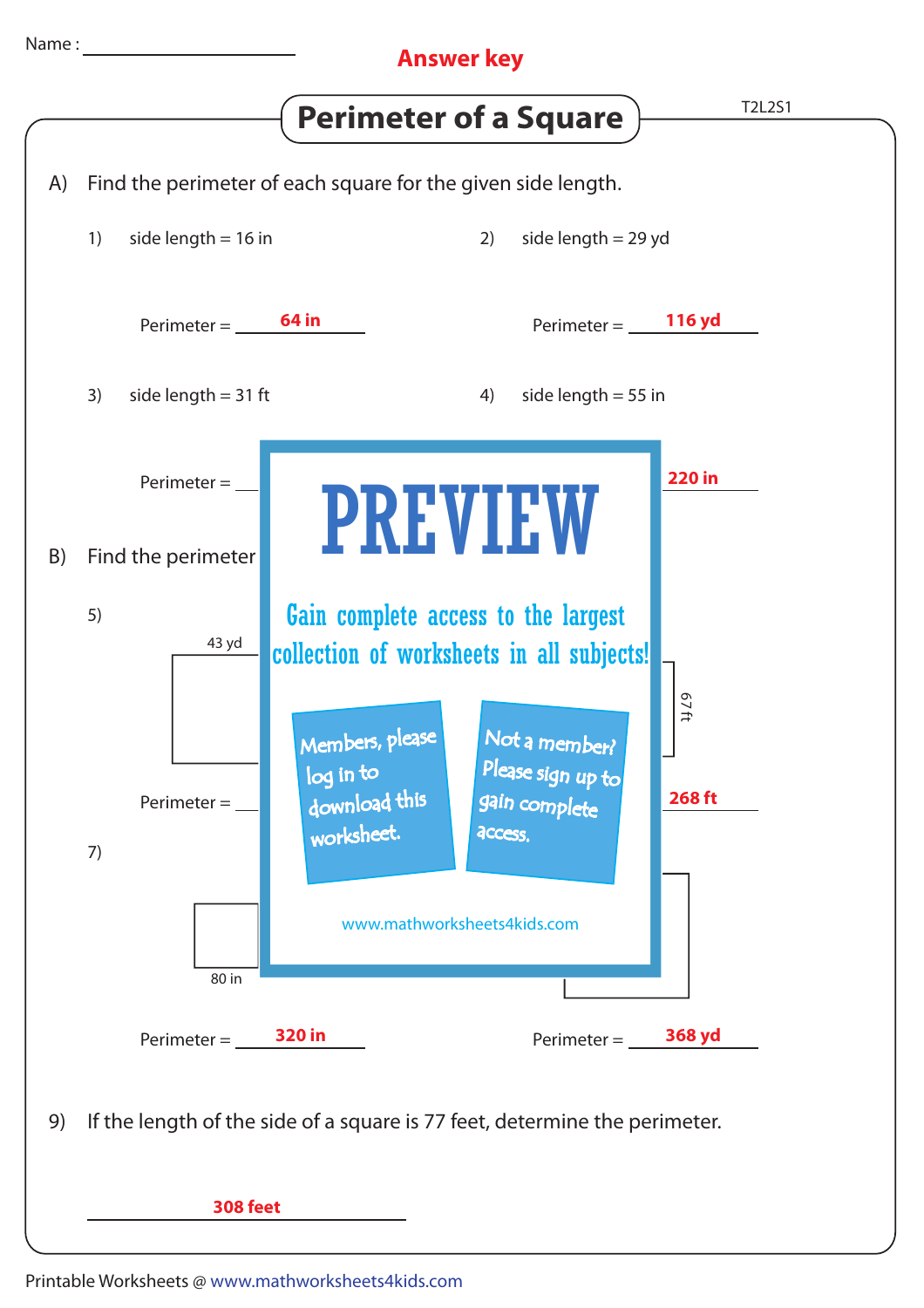Name : ____________________

**Answer key**

# Perimeter of a Square

T2L2S1

A) Find the perimeter of each square for the given side length.

1) side length = 16 in

Perimeter = **64 in**

2) side length = 29 yd

Perimeter = **116 yd**

3) side length = 31 ft

Perimeter = ____

4) side length = 55 in

Perimeter = **220 in**

B) Find the perimeter

5)

43 yd

Perimeter = ____

6)

67 ft

Perimeter = **268 ft**

7)

80 in

Perimeter = **320 in**

8)

Perimeter = **368 yd**

PREVIEW

Gain complete access to the largest collection of worksheets in all subjects!

Members, please log in to download this worksheet.

Not a member? Please sign up to gain complete access.

www.mathworksheets4kids.com

9) If the length of the side of a square is 77 feet, determine the perimeter.

**308 feet**

Printable Worksheets @ www.mathworksheets4kids.com